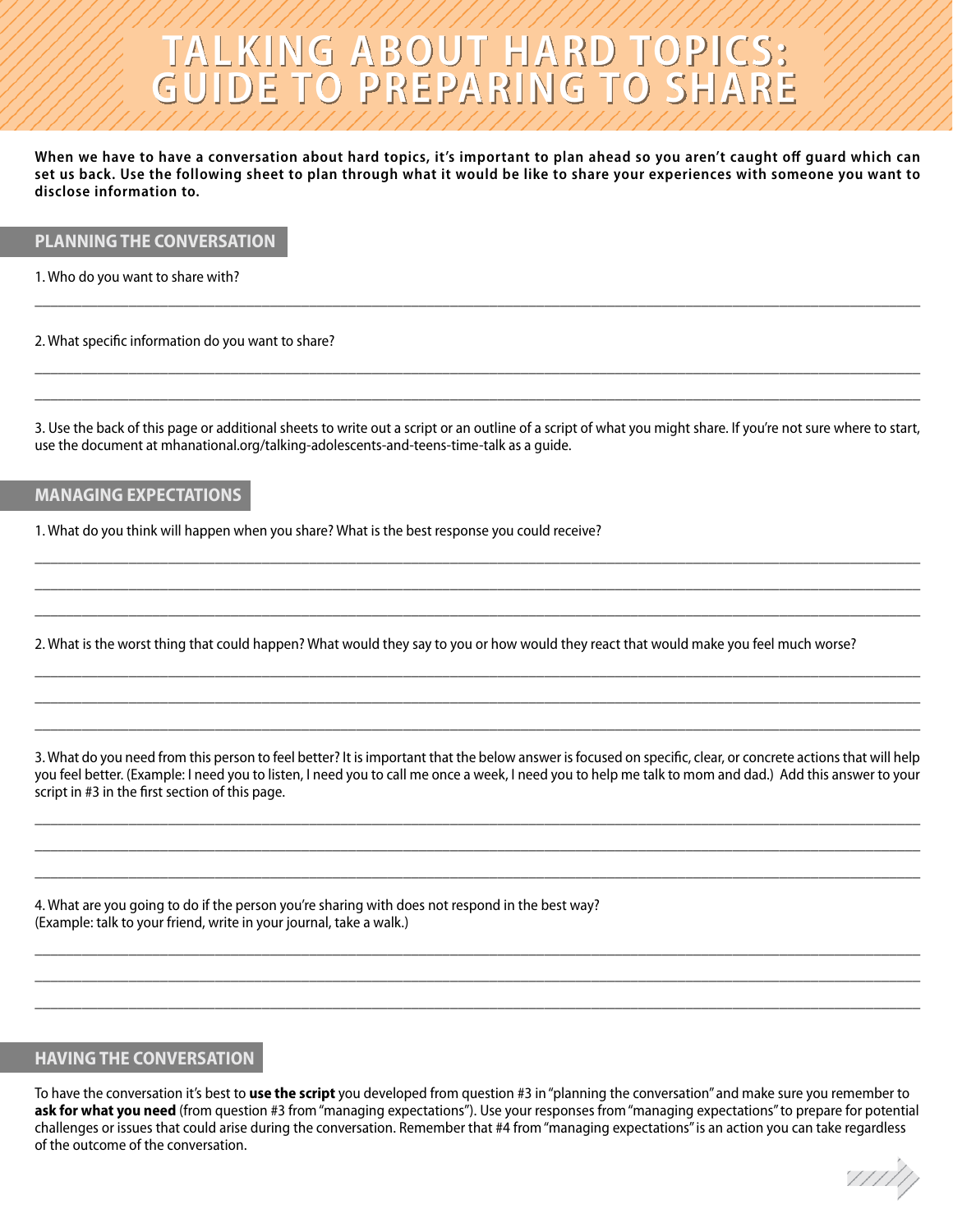# TALKING ABOUT HARD TOPICS: GUIDE TO PREPARING TO SHARE

**When we have to have a conversation about hard topics, it's important to plan ahead so you aren't caught off guard which can set us back. Use the following sheet to plan through what it would be like to share your experiences with someone you want to disclose information to.**

## PLANNING THE CONVERSATION

1. Who do you want to share with?

______________________________________________________________________

2. What specific information do you want to share?

______________________________________________________________________

______________________________________________________________________

3. Use the back of this page or additional sheets to write out a script or an outline of a script of what you might share. If you're not sure where to start, use the document at mhanational.org/talking-adolescents-and-teens-time-talk as a guide.

## MANAGING EXPECTATIONS

1. What do you think will happen when you share? What is the best response you could receive?

______________________________________________________________________

______________________________________________________________________

______________________________________________________________________

2. What is the worst thing that could happen? What would they say to you or how would they react that would make you feel much worse?

______________________________________________________________________

______________________________________________________________________

______________________________________________________________________

3. What do you need from this person to feel better? It is important that the below answer is focused on specific, clear, or concrete actions that will help you feel better. (Example: I need you to listen, I need you to call me once a week, I need you to help me talk to mom and dad.) Add this answer to your script in #3 in the first section of this page.

______________________________________________________________________

______________________________________________________________________

______________________________________________________________________

4. What are you going to do if the person you're sharing with does not respond in the best way?
(Example: talk to your friend, write in your journal, take a walk.)

______________________________________________________________________

______________________________________________________________________

______________________________________________________________________

## HAVING THE CONVERSATION

To have the conversation it's best to **use the script** you developed from question #3 in "planning the conversation" and make sure you remember to **ask for what you need** (from question #3 from "managing expectations"). Use your responses from "managing expectations" to prepare for potential challenges or issues that could arise during the conversation. Remember that #4 from "managing expectations" is an action you can take regardless of the outcome of the conversation.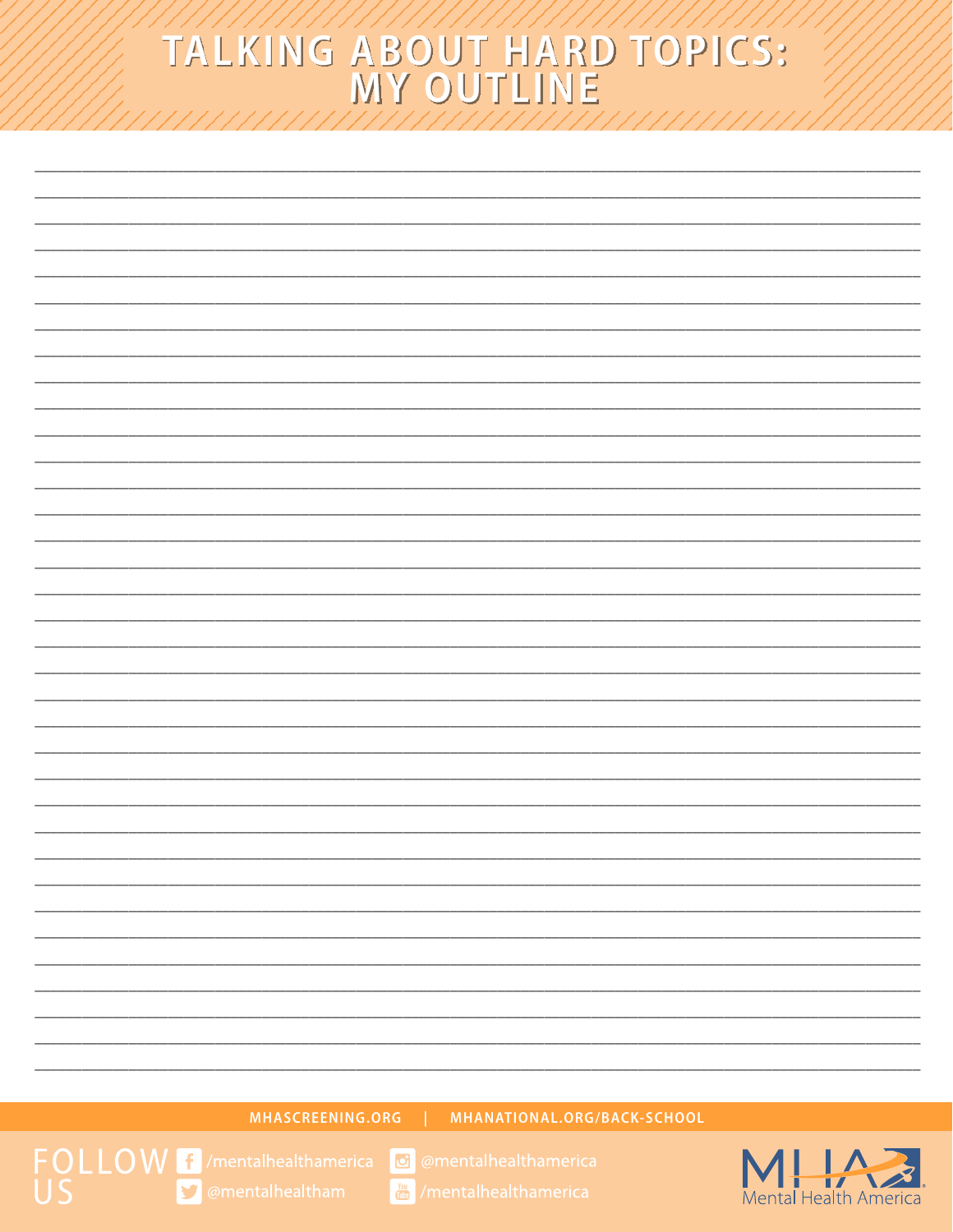# TALKING ABOUT HARD TOPICS: MY OUTLINE

______________________________________________________________________________

______________________________________________________________________________

______________________________________________________________________________

______________________________________________________________________________

______________________________________________________________________________

______________________________________________________________________________

______________________________________________________________________________

______________________________________________________________________________

______________________________________________________________________________

______________________________________________________________________________

______________________________________________________________________________

______________________________________________________________________________

______________________________________________________________________________

______________________________________________________________________________

______________________________________________________________________________

______________________________________________________________________________

______________________________________________________________________________

______________________________________________________________________________

______________________________________________________________________________

______________________________________________________________________________

______________________________________________________________________________

______________________________________________________________________________

______________________________________________________________________________

______________________________________________________________________________

______________________________________________________________________________

______________________________________________________________________________

______________________________________________________________________________

______________________________________________________________________________

______________________________________________________________________________

______________________________________________________________________________

______________________________________________________________________________

______________________________________________________________________________

______________________________________________________________________________

______________________________________________________________________________

______________________________________________________________________________

MHASCREENING.ORG | MHANATIONAL.ORG/BACK-SCHOOL

FOLLOW US
/mentalhealthamerica
@mentalhealtham
@mentalhealthamerica
/mentalhealthamerica

MHA Mental Health America